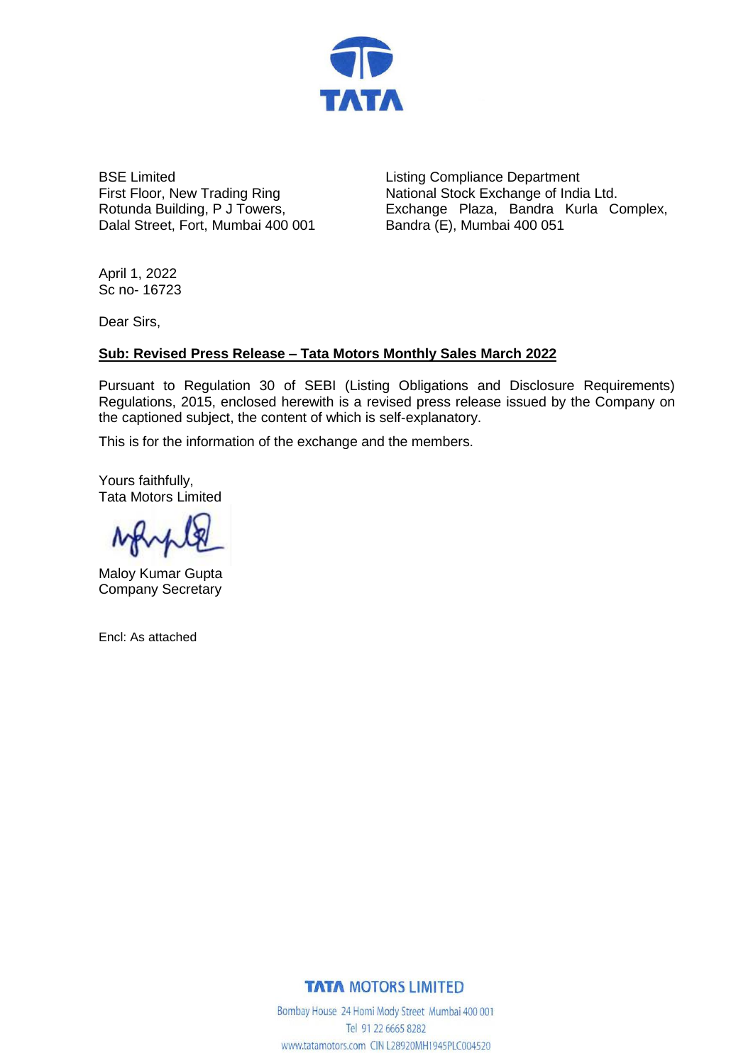BSE Limited
First Floor, New Trading Ring
Rotunda Building, P J Towers,
Dalal Street, Fort, Mumbai 400 001

Listing Compliance Department
National Stock Exchange of India Ltd.
Exchange Plaza, Bandra Kurla Complex,
Bandra (E), Mumbai 400 051

April 1, 2022
Sc no- 16723

Dear Sirs,

**Sub: Revised Press Release – Tata Motors Monthly Sales March 2022**

Pursuant to Regulation 30 of SEBI (Listing Obligations and Disclosure Requirements) Regulations, 2015, enclosed herewith is a revised press release issued by the Company on the captioned subject, the content of which is self-explanatory.

This is for the information of the exchange and the members.

Yours faithfully,
Tata Motors Limited

Maloy Kumar Gupta
Company Secretary

Encl: As attached

TATA MOTORS LIMITED
Bombay House 24 Homi Mody Street Mumbai 400 001
Tel 91 22 6665 8282
www.tatamotors.com CIN L28920MH1945PLC004520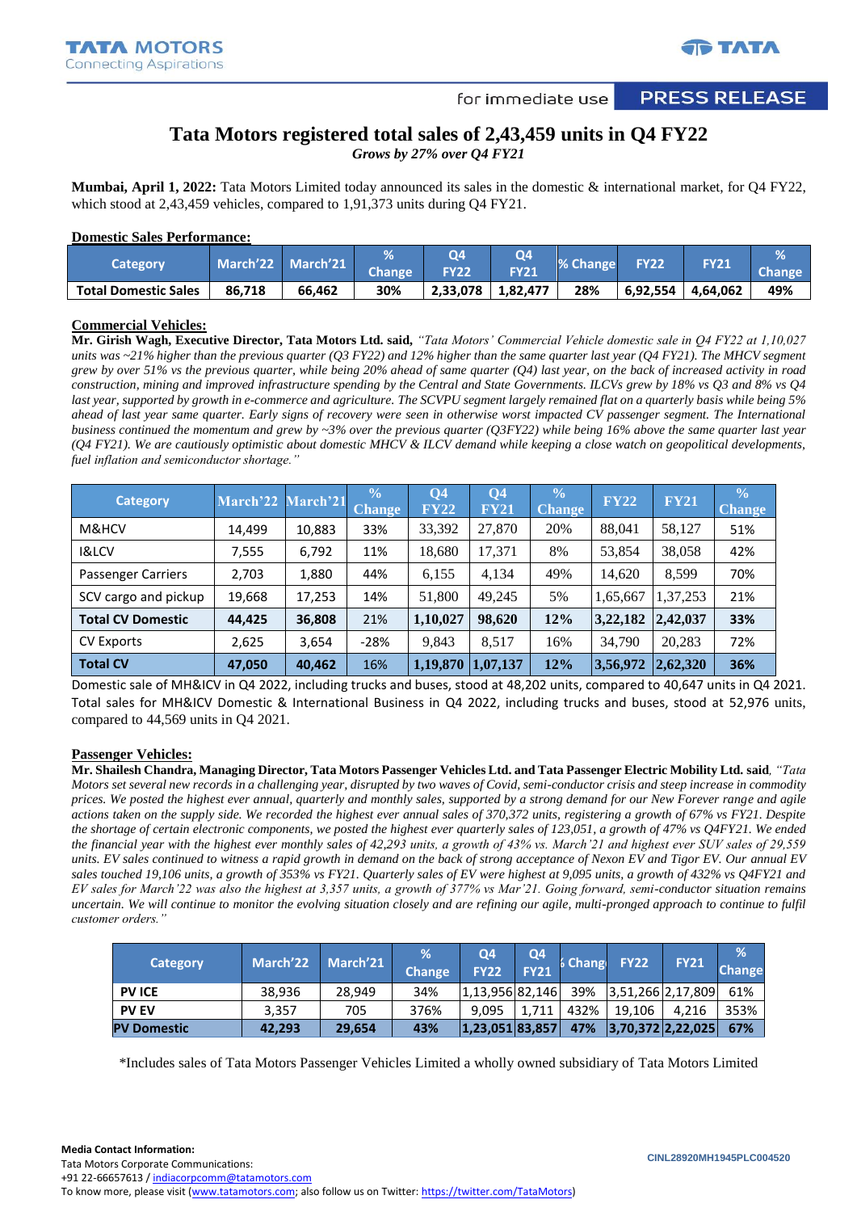# Tata Motors registered total sales of 2,43,459 units in Q4 FY22

*Grows by 27% over Q4 FY21*

**Mumbai, April 1, 2022:** Tata Motors Limited today announced its sales in the domestic & international market, for Q4 FY22, which stood at 2,43,459 vehicles, compared to 1,91,373 units during Q4 FY21.

**Domestic Sales Performance:**

| Category | March'22 | March'21 | % Change | Q4 FY22 | Q4 FY21 | % Change | FY22 | FY21 | % Change |
|---|---|---|---|---|---|---|---|---|---|
| **Total Domestic Sales** | **86,718** | **66,462** | **30%** | **2,33,078** | **1,82,477** | **28%** | **6,92,554** | **4,64,062** | **49%** |

**Commercial Vehicles:**

**Mr. Girish Wagh, Executive Director, Tata Motors Ltd. said,** *"Tata Motors' Commercial Vehicle domestic sale in Q4 FY22 at 1,10,027 units was ~21% higher than the previous quarter (Q3 FY22) and 12% higher than the same quarter last year (Q4 FY21). The MHCV segment grew by over 51% vs the previous quarter, while being 20% ahead of same quarter (Q4) last year, on the back of increased activity in road construction, mining and improved infrastructure spending by the Central and State Governments. ILCVs grew by 18% vs Q3 and 8% vs Q4 last year, supported by growth in e-commerce and agriculture. The SCVPU segment largely remained flat on a quarterly basis while being 5% ahead of last year same quarter. Early signs of recovery were seen in otherwise worst impacted CV passenger segment. The International business continued the momentum and grew by ~3% over the previous quarter (Q3FY22) while being 16% above the same quarter last year (Q4 FY21). We are cautiously optimistic about domestic MHCV & ILCV demand while keeping a close watch on geopolitical developments, fuel inflation and semiconductor shortage."*

| Category | March'22 | March'21 | % Change | Q4 FY22 | Q4 FY21 | % Change | FY22 | FY21 | % Change |
|---|---|---|---|---|---|---|---|---|---|
| M&HCV | 14,499 | 10,883 | 33% | 33,392 | 27,870 | 20% | 88,041 | 58,127 | 51% |
| I&LCV | 7,555 | 6,792 | 11% | 18,680 | 17,371 | 8% | 53,854 | 38,058 | 42% |
| Passenger Carriers | 2,703 | 1,880 | 44% | 6,155 | 4,134 | 49% | 14,620 | 8,599 | 70% |
| SCV cargo and pickup | 19,668 | 17,253 | 14% | 51,800 | 49,245 | 5% | 1,65,667 | 1,37,253 | 21% |
| **Total CV Domestic** | **44,425** | **36,808** | **21%** | **1,10,027** | **98,620** | **12%** | **3,22,182** | **2,42,037** | **33%** |
| CV Exports | 2,625 | 3,654 | -28% | 9,843 | 8,517 | 16% | 34,790 | 20,283 | 72% |
| **Total CV** | **47,050** | **40,462** | 16% | **1,19,870** | **1,07,137** | **12%** | **3,56,972** | **2,62,320** | **36%** |

Domestic sale of MH&ICV in Q4 2022, including trucks and buses, stood at 48,202 units, compared to 40,647 units in Q4 2021. Total sales for MH&ICV Domestic & International Business in Q4 2022, including trucks and buses, stood at 52,976 units, compared to 44,569 units in Q4 2021.

**Passenger Vehicles:**

**Mr. Shailesh Chandra, Managing Director, Tata Motors Passenger Vehicles Ltd. and Tata Passenger Electric Mobility Ltd. said**, *"Tata Motors set several new records in a challenging year, disrupted by two waves of Covid, semi-conductor crisis and steep increase in commodity prices. We posted the highest ever annual, quarterly and monthly sales, supported by a strong demand for our New Forever range and agile actions taken on the supply side. We recorded the highest ever annual sales of 370,372 units, registering a growth of 67% vs FY21. Despite the shortage of certain electronic components, we posted the highest ever quarterly sales of 123,051, a growth of 47% vs Q4FY21. We ended the financial year with the highest ever monthly sales of 42,293 units, a growth of 43% vs. March'21 and highest ever SUV sales of 29,559 units. EV sales continued to witness a rapid growth in demand on the back of strong acceptance of Nexon EV and Tigor EV. Our annual EV sales touched 19,106 units, a growth of 353% vs FY21. Quarterly sales of EV were highest at 9,095 units, a growth of 432% vs Q4FY21 and EV sales for March'22 was also the highest at 3,357 units, a growth of 377% vs Mar'21. Going forward, semi-conductor situation remains uncertain. We will continue to monitor the evolving situation closely and are refining our agile, multi-pronged approach to continue to fulfil customer orders."*

| Category | March'22 | March'21 | % Change | Q4 FY22 | Q4 FY21 | % Change | FY22 | FY21 | % Change |
|---|---|---|---|---|---|---|---|---|---|
| **PV ICE** | 38,936 | 28,949 | 34% | 1,13,956 | 82,146 | 39% | 3,51,266 | 2,17,809 | 61% |
| **PV EV** | 3,357 | 705 | 376% | 9,095 | 1,711 | 432% | 19,106 | 4,216 | 353% |
| **PV Domestic** | **42,293** | **29,654** | **43%** | **1,23,051** | **83,857** | **47%** | **3,70,372** | **2,22,025** | **67%** |

*Includes sales of Tata Motors Passenger Vehicles Limited a wholly owned subsidiary of Tata Motors Limited

**Media Contact Information:**
Tata Motors Corporate Communications:
+91 22-66657613 / indiacorpcomm@tatamotors.com
To know more, please visit (www.tatamotors.com; also follow us on Twitter: https://twitter.com/TataMotors)

CINL28920MH1945PLC004520